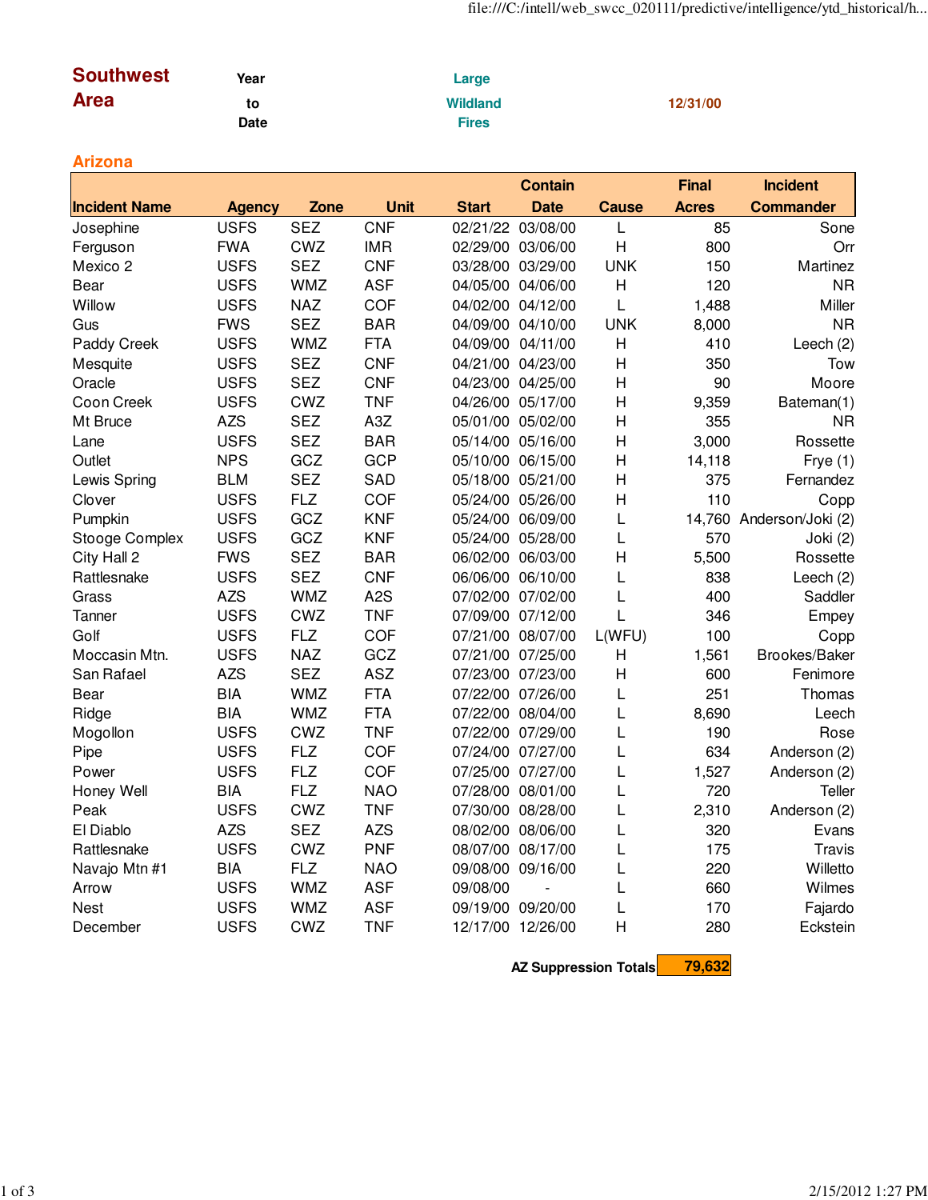# Southwest Area

**Year to Date** | **Large Wildland Fires** | **12/31/00**

## Arizona

| Incident Name | Agency | Zone | Unit | Start | Contain Date | Cause | Final Acres | Incident Commander |
|---|---|---|---|---|---|---|---|---|
| Josephine | USFS | SEZ | CNF | 02/21/22 | 03/08/00 | L | 85 | Sone |
| Ferguson | FWA | CWZ | IMR | 02/29/00 | 03/06/00 | H | 800 | Orr |
| Mexico 2 | USFS | SEZ | CNF | 03/28/00 | 03/29/00 | UNK | 150 | Martinez |
| Bear | USFS | WMZ | ASF | 04/05/00 | 04/06/00 | H | 120 | NR |
| Willow | USFS | NAZ | COF | 04/02/00 | 04/12/00 | L | 1,488 | Miller |
| Gus | FWS | SEZ | BAR | 04/09/00 | 04/10/00 | UNK | 8,000 | NR |
| Paddy Creek | USFS | WMZ | FTA | 04/09/00 | 04/11/00 | H | 410 | Leech (2) |
| Mesquite | USFS | SEZ | CNF | 04/21/00 | 04/23/00 | H | 350 | Tow |
| Oracle | USFS | SEZ | CNF | 04/23/00 | 04/25/00 | H | 90 | Moore |
| Coon Creek | USFS | CWZ | TNF | 04/26/00 | 05/17/00 | H | 9,359 | Bateman(1) |
| Mt Bruce | AZS | SEZ | A3Z | 05/01/00 | 05/02/00 | H | 355 | NR |
| Lane | USFS | SEZ | BAR | 05/14/00 | 05/16/00 | H | 3,000 | Rossette |
| Outlet | NPS | GCZ | GCP | 05/10/00 | 06/15/00 | H | 14,118 | Frye (1) |
| Lewis Spring | BLM | SEZ | SAD | 05/18/00 | 05/21/00 | H | 375 | Fernandez |
| Clover | USFS | FLZ | COF | 05/24/00 | 05/26/00 | H | 110 | Copp |
| Pumpkin | USFS | GCZ | KNF | 05/24/00 | 06/09/00 | L | 14,760 | Anderson/Joki (2) |
| Stooge Complex | USFS | GCZ | KNF | 05/24/00 | 05/28/00 | L | 570 | Joki (2) |
| City Hall 2 | FWS | SEZ | BAR | 06/02/00 | 06/03/00 | H | 5,500 | Rossette |
| Rattlesnake | USFS | SEZ | CNF | 06/06/00 | 06/10/00 | L | 838 | Leech (2) |
| Grass | AZS | WMZ | A2S | 07/02/00 | 07/02/00 | L | 400 | Saddler |
| Tanner | USFS | CWZ | TNF | 07/09/00 | 07/12/00 | L | 346 | Empey |
| Golf | USFS | FLZ | COF | 07/21/00 | 08/07/00 | L(WFU) | 100 | Copp |
| Moccasin Mtn. | USFS | NAZ | GCZ | 07/21/00 | 07/25/00 | H | 1,561 | Brookes/Baker |
| San Rafael | AZS | SEZ | ASZ | 07/23/00 | 07/23/00 | H | 600 | Fenimore |
| Bear | BIA | WMZ | FTA | 07/22/00 | 07/26/00 | L | 251 | Thomas |
| Ridge | BIA | WMZ | FTA | 07/22/00 | 08/04/00 | L | 8,690 | Leech |
| Mogollon | USFS | CWZ | TNF | 07/22/00 | 07/29/00 | L | 190 | Rose |
| Pipe | USFS | FLZ | COF | 07/24/00 | 07/27/00 | L | 634 | Anderson (2) |
| Power | USFS | FLZ | COF | 07/25/00 | 07/27/00 | L | 1,527 | Anderson (2) |
| Honey Well | BIA | FLZ | NAO | 07/28/00 | 08/01/00 | L | 720 | Teller |
| Peak | USFS | CWZ | TNF | 07/30/00 | 08/28/00 | L | 2,310 | Anderson (2) |
| El Diablo | AZS | SEZ | AZS | 08/02/00 | 08/06/00 | L | 320 | Evans |
| Rattlesnake | USFS | CWZ | PNF | 08/07/00 | 08/17/00 | L | 175 | Travis |
| Navajo Mtn #1 | BIA | FLZ | NAO | 09/08/00 | 09/16/00 | L | 220 | Willetto |
| Arrow | USFS | WMZ | ASF | 09/08/00 | - | L | 660 | Wilmes |
| Nest | USFS | WMZ | ASF | 09/19/00 | 09/20/00 | L | 170 | Fajardo |
| December | USFS | CWZ | TNF | 12/17/00 | 12/26/00 | H | 280 | Eckstein |

**AZ Suppression Totals** **79,632**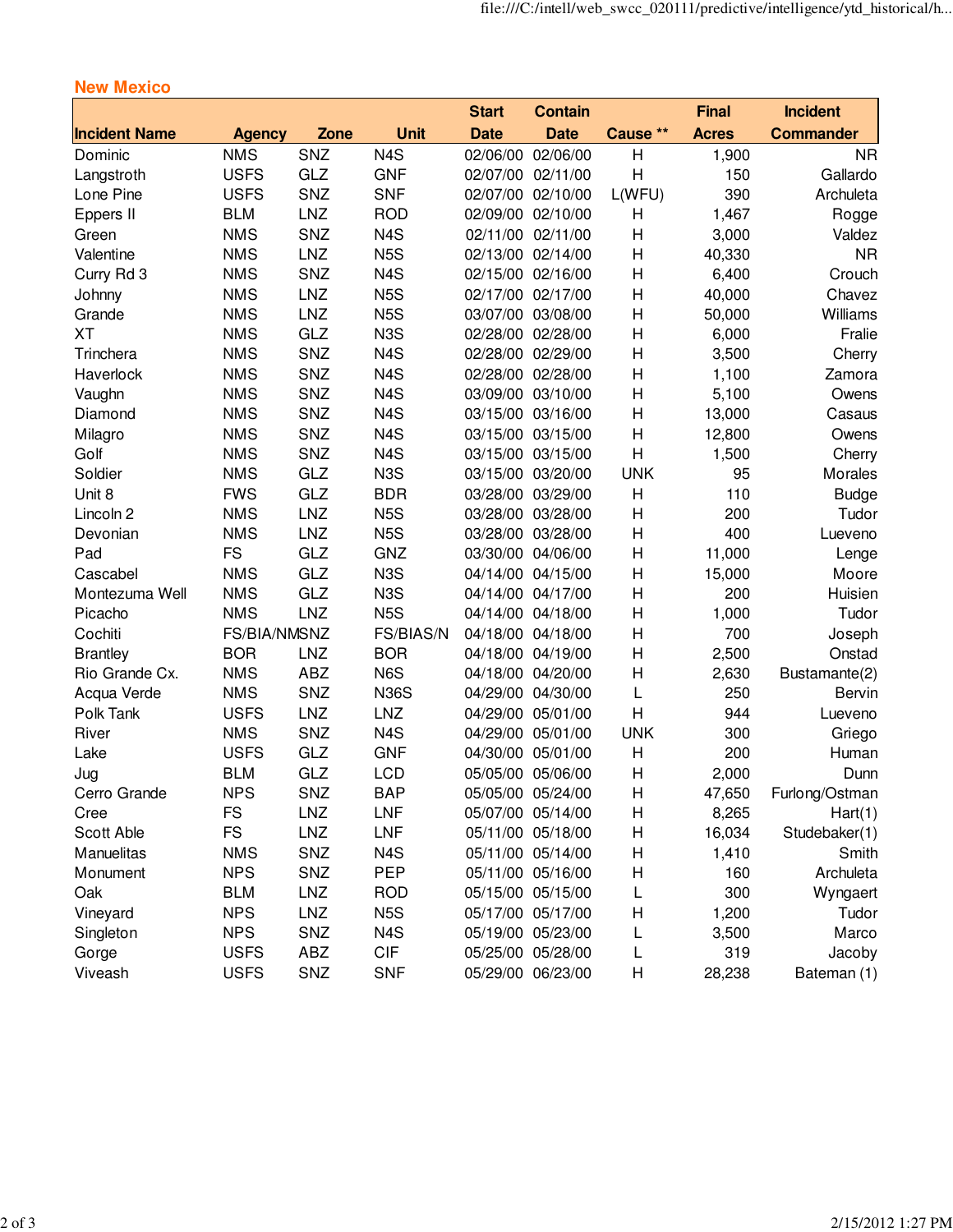## New Mexico

| Incident Name | Agency | Zone | Unit | Start Date | Contain Date | Cause ** | Final Acres | Incident Commander |
|---|---|---|---|---|---|---|---|---|
| Dominic | NMS | SNZ | N4S | 02/06/00 | 02/06/00 | H | 1,900 | NR |
| Langstroth | USFS | GLZ | GNF | 02/07/00 | 02/11/00 | H | 150 | Gallardo |
| Lone Pine | USFS | SNZ | SNF | 02/07/00 | 02/10/00 | L(WFU) | 390 | Archuleta |
| Eppers II | BLM | LNZ | ROD | 02/09/00 | 02/10/00 | H | 1,467 | Rogge |
| Green | NMS | SNZ | N4S | 02/11/00 | 02/11/00 | H | 3,000 | Valdez |
| Valentine | NMS | LNZ | N5S | 02/13/00 | 02/14/00 | H | 40,330 | NR |
| Curry Rd 3 | NMS | SNZ | N4S | 02/15/00 | 02/16/00 | H | 6,400 | Crouch |
| Johnny | NMS | LNZ | N5S | 02/17/00 | 02/17/00 | H | 40,000 | Chavez |
| Grande | NMS | LNZ | N5S | 03/07/00 | 03/08/00 | H | 50,000 | Williams |
| XT | NMS | GLZ | N3S | 02/28/00 | 02/28/00 | H | 6,000 | Fralie |
| Trinchera | NMS | SNZ | N4S | 02/28/00 | 02/29/00 | H | 3,500 | Cherry |
| Haverlock | NMS | SNZ | N4S | 02/28/00 | 02/28/00 | H | 1,100 | Zamora |
| Vaughn | NMS | SNZ | N4S | 03/09/00 | 03/10/00 | H | 5,100 | Owens |
| Diamond | NMS | SNZ | N4S | 03/15/00 | 03/16/00 | H | 13,000 | Casaus |
| Milagro | NMS | SNZ | N4S | 03/15/00 | 03/15/00 | H | 12,800 | Owens |
| Golf | NMS | SNZ | N4S | 03/15/00 | 03/15/00 | H | 1,500 | Cherry |
| Soldier | NMS | GLZ | N3S | 03/15/00 | 03/20/00 | UNK | 95 | Morales |
| Unit 8 | FWS | GLZ | BDR | 03/28/00 | 03/29/00 | H | 110 | Budge |
| Lincoln 2 | NMS | LNZ | N5S | 03/28/00 | 03/28/00 | H | 200 | Tudor |
| Devonian | NMS | LNZ | N5S | 03/28/00 | 03/28/00 | H | 400 | Lueveno |
| Pad | FS | GLZ | GNZ | 03/30/00 | 04/06/00 | H | 11,000 | Lenge |
| Cascabel | NMS | GLZ | N3S | 04/14/00 | 04/15/00 | H | 15,000 | Moore |
| Montezuma Well | NMS | GLZ | N3S | 04/14/00 | 04/17/00 | H | 200 | Huisien |
| Picacho | NMS | LNZ | N5S | 04/14/00 | 04/18/00 | H | 1,000 | Tudor |
| Cochiti | FS/BIA/NM | SNZ | FS/BIAS/N | 04/18/00 | 04/18/00 | H | 700 | Joseph |
| Brantley | BOR | LNZ | BOR | 04/18/00 | 04/19/00 | H | 2,500 | Onstad |
| Rio Grande Cx. | NMS | ABZ | N6S | 04/18/00 | 04/20/00 | H | 2,630 | Bustamante(2) |
| Acqua Verde | NMS | SNZ | N36S | 04/29/00 | 04/30/00 | L | 250 | Bervin |
| Polk Tank | USFS | LNZ | LNZ | 04/29/00 | 05/01/00 | H | 944 | Lueveno |
| River | NMS | SNZ | N4S | 04/29/00 | 05/01/00 | UNK | 300 | Griego |
| Lake | USFS | GLZ | GNF | 04/30/00 | 05/01/00 | H | 200 | Human |
| Jug | BLM | GLZ | LCD | 05/05/00 | 05/06/00 | H | 2,000 | Dunn |
| Cerro Grande | NPS | SNZ | BAP | 05/05/00 | 05/24/00 | H | 47,650 | Furlong/Ostman |
| Cree | FS | LNZ | LNF | 05/07/00 | 05/14/00 | H | 8,265 | Hart(1) |
| Scott Able | FS | LNZ | LNF | 05/11/00 | 05/18/00 | H | 16,034 | Studebaker(1) |
| Manuelitas | NMS | SNZ | N4S | 05/11/00 | 05/14/00 | H | 1,410 | Smith |
| Monument | NPS | SNZ | PEP | 05/11/00 | 05/16/00 | H | 160 | Archuleta |
| Oak | BLM | LNZ | ROD | 05/15/00 | 05/15/00 | L | 300 | Wyngaert |
| Vineyard | NPS | LNZ | N5S | 05/17/00 | 05/17/00 | H | 1,200 | Tudor |
| Singleton | NPS | SNZ | N4S | 05/19/00 | 05/23/00 | L | 3,500 | Marco |
| Gorge | USFS | ABZ | CIF | 05/25/00 | 05/28/00 | L | 319 | Jacoby |
| Viveash | USFS | SNZ | SNF | 05/29/00 | 06/23/00 | H | 28,238 | Bateman (1) |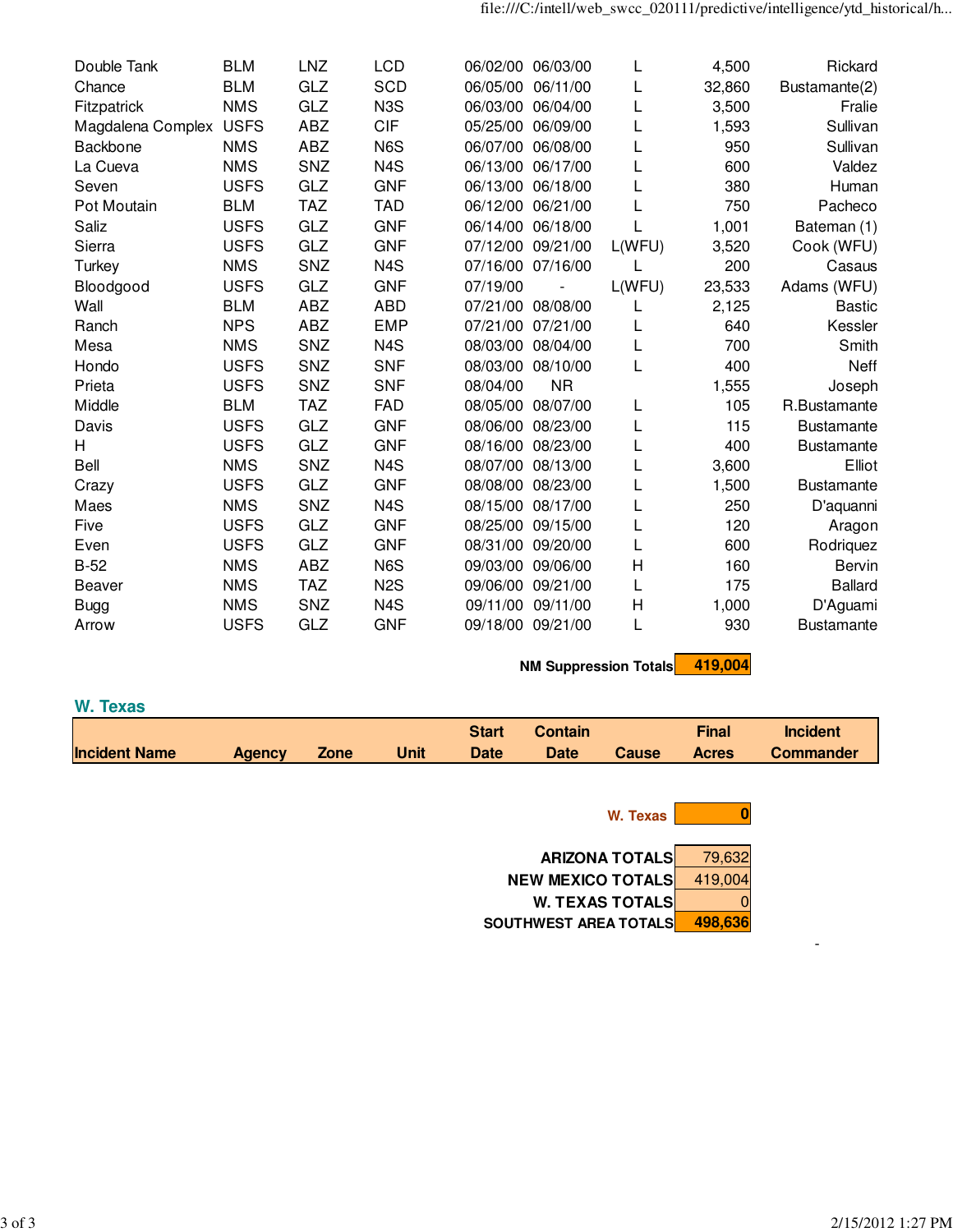| | | | | | | | | |
|---|---|---|---|---|---|---|---|---|
| Double Tank | BLM | LNZ | LCD | 06/02/00 | 06/03/00 | L | 4,500 | Rickard |
| Chance | BLM | GLZ | SCD | 06/05/00 | 06/11/00 | L | 32,860 | Bustamante(2) |
| Fitzpatrick | NMS | GLZ | N3S | 06/03/00 | 06/04/00 | L | 3,500 | Fralie |
| Magdalena Complex | USFS | ABZ | CIF | 05/25/00 | 06/09/00 | L | 1,593 | Sullivan |
| Backbone | NMS | ABZ | N6S | 06/07/00 | 06/08/00 | L | 950 | Sullivan |
| La Cueva | NMS | SNZ | N4S | 06/13/00 | 06/17/00 | L | 600 | Valdez |
| Seven | USFS | GLZ | GNF | 06/13/00 | 06/18/00 | L | 380 | Human |
| Pot Moutain | BLM | TAZ | TAD | 06/12/00 | 06/21/00 | L | 750 | Pacheco |
| Saliz | USFS | GLZ | GNF | 06/14/00 | 06/18/00 | L | 1,001 | Bateman (1) |
| Sierra | USFS | GLZ | GNF | 07/12/00 | 09/21/00 | L(WFU) | 3,520 | Cook (WFU) |
| Turkey | NMS | SNZ | N4S | 07/16/00 | 07/16/00 | L | 200 | Casaus |
| Bloodgood | USFS | GLZ | GNF | 07/19/00 | - | L(WFU) | 23,533 | Adams (WFU) |
| Wall | BLM | ABZ | ABD | 07/21/00 | 08/08/00 | L | 2,125 | Bastic |
| Ranch | NPS | ABZ | EMP | 07/21/00 | 07/21/00 | L | 640 | Kessler |
| Mesa | NMS | SNZ | N4S | 08/03/00 | 08/04/00 | L | 700 | Smith |
| Hondo | USFS | SNZ | SNF | 08/03/00 | 08/10/00 | L | 400 | Neff |
| Prieta | USFS | SNZ | SNF | 08/04/00 | NR | | 1,555 | Joseph |
| Middle | BLM | TAZ | FAD | 08/05/00 | 08/07/00 | L | 105 | R.Bustamante |
| Davis | USFS | GLZ | GNF | 08/06/00 | 08/23/00 | L | 115 | Bustamante |
| H | USFS | GLZ | GNF | 08/16/00 | 08/23/00 | L | 400 | Bustamante |
| Bell | NMS | SNZ | N4S | 08/07/00 | 08/13/00 | L | 3,600 | Elliot |
| Crazy | USFS | GLZ | GNF | 08/08/00 | 08/23/00 | L | 1,500 | Bustamante |
| Maes | NMS | SNZ | N4S | 08/15/00 | 08/17/00 | L | 250 | D'aquanni |
| Five | USFS | GLZ | GNF | 08/25/00 | 09/15/00 | L | 120 | Aragon |
| Even | USFS | GLZ | GNF | 08/31/00 | 09/20/00 | L | 600 | Rodriquez |
| B-52 | NMS | ABZ | N6S | 09/03/00 | 09/06/00 | H | 160 | Bervin |
| Beaver | NMS | TAZ | N2S | 09/06/00 | 09/21/00 | L | 175 | Ballard |
| Bugg | NMS | SNZ | N4S | 09/11/00 | 09/11/00 | H | 1,000 | D'Aguami |
| Arrow | USFS | GLZ | GNF | 09/18/00 | 09/21/00 | L | 930 | Bustamante |

**NM Suppression Totals** **419,004**

## W. Texas

| Incident Name | Agency | Zone | Unit | Start Date | Contain Date | Cause | Final Acres | Incident Commander |
|---|---|---|---|---|---|---|---|---|

**W. Texas** **0**

| | |
|---|---|
| **ARIZONA TOTALS** | 79,632 |
| **NEW MEXICO TOTALS** | 419,004 |
| **W. TEXAS TOTALS** | 0 |
| **SOUTHWEST AREA TOTALS** | **498,636** |